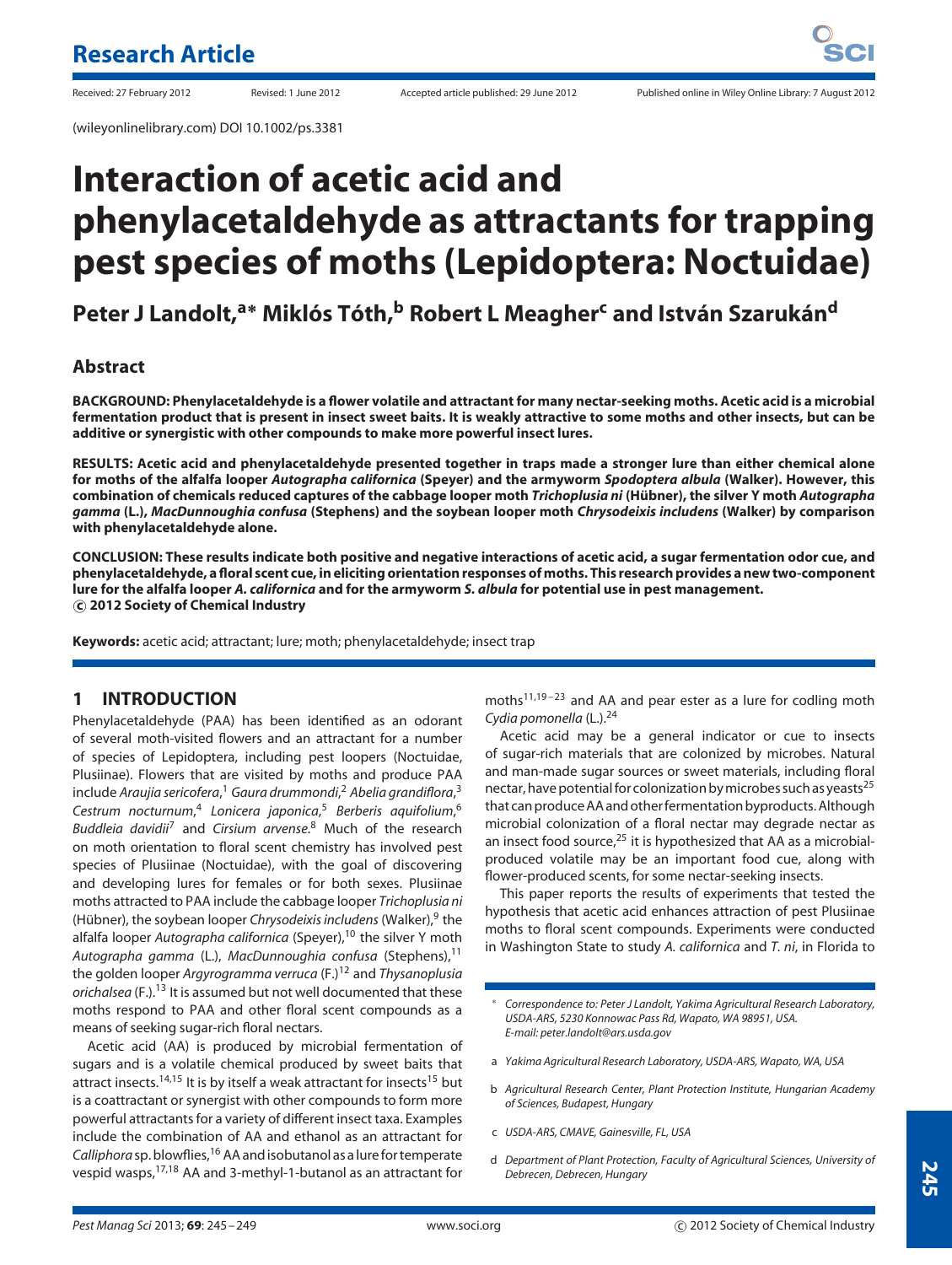Research Article

Received: 27 February 2012 Revised: 1 June 2012 Accepted article published: 29 June 2012 Published online in Wiley Online Library: 7 August 2012

(wileyonlinelibrary.com) DOI 10.1002/ps.3381

# Interaction of acetic acid and phenylacetaldehyde as attractants for trapping pest species of moths (Lepidoptera: Noctuidae)

**Peter J Landolt,[a*] Miklós Tóth,[b] Robert L Meagher[c] and István Szarukán[d]**

## Abstract

**BACKGROUND: Phenylacetaldehyde is a flower volatile and attractant for many nectar-seeking moths. Acetic acid is a microbial fermentation product that is present in insect sweet baits. It is weakly attractive to some moths and other insects, but can be additive or synergistic with other compounds to make more powerful insect lures.**

**RESULTS: Acetic acid and phenylacetaldehyde presented together in traps made a stronger lure than either chemical alone for moths of the alfalfa looper *Autographa californica* (Speyer) and the armyworm *Spodoptera albula* (Walker). However, this combination of chemicals reduced captures of the cabbage looper moth *Trichoplusia ni* (Hübner), the silver Y moth *Autographa gamma* (L.), *MacDunnoughia confusa* (Stephens) and the soybean looper moth *Chrysodeixis includens* (Walker) by comparison with phenylacetaldehyde alone.**

**CONCLUSION: These results indicate both positive and negative interactions of acetic acid, a sugar fermentation odor cue, and phenylacetaldehyde, a floral scent cue, in eliciting orientation responses of moths. This research provides a new two-component lure for the alfalfa looper *A. californica* and for the armyworm *S. albula* for potential use in pest management.**
**© 2012 Society of Chemical Industry**

**Keywords:** acetic acid; attractant; lure; moth; phenylacetaldehyde; insect trap

## 1 INTRODUCTION

Phenylacetaldehyde (PAA) has been identified as an odorant of several moth-visited flowers and an attractant for a number of species of Lepidoptera, including pest loopers (Noctuidae, Plusiinae). Flowers that are visited by moths and produce PAA include *Araujia sericofera*,[1] *Gaura drummondi*,[2] *Abelia grandiflora*,[3] *Cestrum nocturnum*,[4] *Lonicera japonica*,[5] *Berberis aquifolium*,[6] *Buddleia davidii*[7] and *Cirsium arvense*.[8] Much of the research on moth orientation to floral scent chemistry has involved pest species of Plusiinae (Noctuidae), with the goal of discovering and developing lures for females or for both sexes. Plusiinae moths attracted to PAA include the cabbage looper *Trichoplusia ni* (Hübner), the soybean looper *Chrysodeixis includens* (Walker),[9] the alfalfa looper *Autographa californica* (Speyer),[10] the silver Y moth *Autographa gamma* (L.), *MacDunnoughia confusa* (Stephens),[11] the golden looper *Argyrogramma verruca* (F.)[12] and *Thysanoplusia orichalsea* (F.).[13] It is assumed but not well documented that these moths respond to PAA and other floral scent compounds as a means of seeking sugar-rich floral nectars.

Acetic acid (AA) is produced by microbial fermentation of sugars and is a volatile chemical produced by sweet baits that attract insects.[14,15] It is by itself a weak attractant for insects[15] but is a coattractant or synergist with other compounds to form more powerful attractants for a variety of different insect taxa. Examples include the combination of AA and ethanol as an attractant for *Calliphora* sp. blowflies,[16] AA and isobutanol as a lure for temperate vespid wasps,[17,18] AA and 3-methyl-1-butanol as an attractant for moths[11,19–23] and AA and pear ester as a lure for codling moth *Cydia pomonella* (L.).[24]

Acetic acid may be a general indicator or cue to insects of sugar-rich materials that are colonized by microbes. Natural and man-made sugar sources or sweet materials, including floral nectar, have potential for colonization by microbes such as yeasts[25] that can produce AA and other fermentation byproducts. Although microbial colonization of a floral nectar may degrade nectar as an insect food source,[25] it is hypothesized that AA as a microbial-produced volatile may be an important food cue, along with flower-produced scents, for some nectar-seeking insects.

This paper reports the results of experiments that tested the hypothesis that acetic acid enhances attraction of pest Plusiinae moths to floral scent compounds. Experiments were conducted in Washington State to study *A. californica* and *T. ni*, in Florida to

\* Correspondence to: Peter J Landolt, Yakima Agricultural Research Laboratory, USDA-ARS, 5230 Konnowac Pass Rd, Wapato, WA 98951, USA. E-mail: peter.landolt@ars.usda.gov

a Yakima Agricultural Research Laboratory, USDA-ARS, Wapato, WA, USA

b Agricultural Research Center, Plant Protection Institute, Hungarian Academy of Sciences, Budapest, Hungary

c USDA-ARS, CMAVE, Gainesville, FL, USA

d Department of Plant Protection, Faculty of Agricultural Sciences, University of Debrecen, Debrecen, Hungary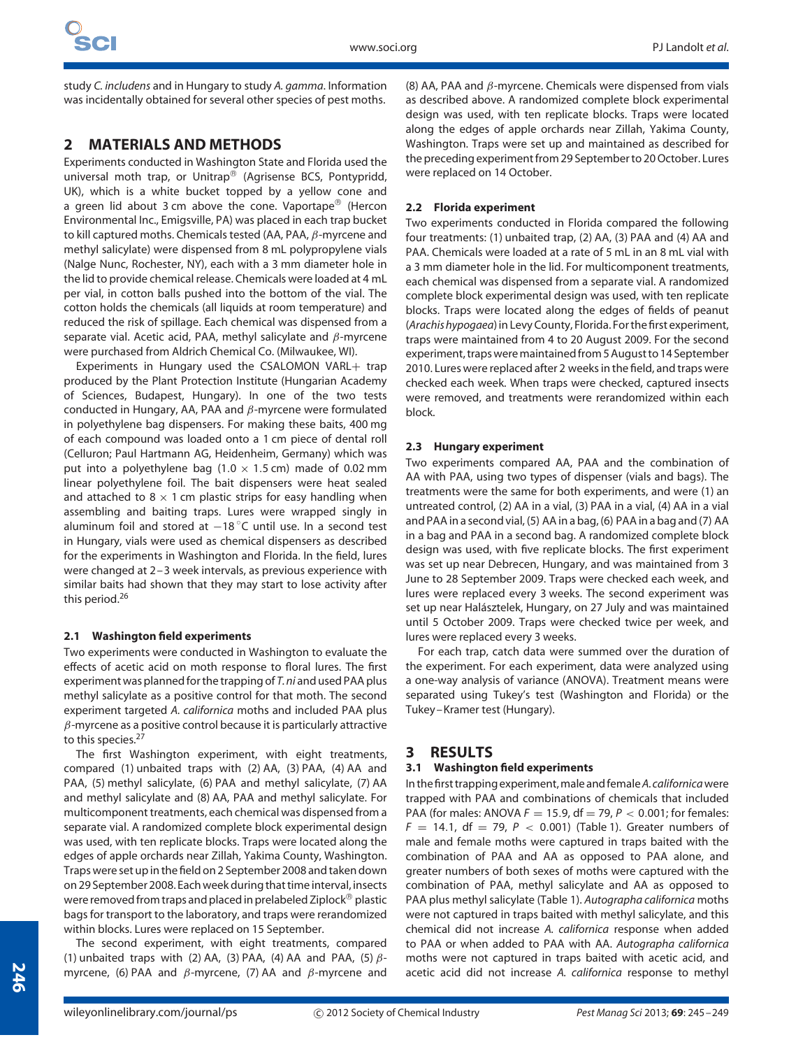study *C. includens* and in Hungary to study *A. gamma*. Information was incidentally obtained for several other species of pest moths.

## 2 MATERIALS AND METHODS

Experiments conducted in Washington State and Florida used the universal moth trap, or Unitrap® (Agrisense BCS, Pontypridd, UK), which is a white bucket topped by a yellow cone and a green lid about 3 cm above the cone. Vaportape® (Hercon Environmental Inc., Emigsville, PA) was placed in each trap bucket to kill captured moths. Chemicals tested (AA, PAA, β-myrcene and methyl salicylate) were dispensed from 8 mL polypropylene vials (Nalge Nunc, Rochester, NY), each with a 3 mm diameter hole in the lid to provide chemical release. Chemicals were loaded at 4 mL per vial, in cotton balls pushed into the bottom of the vial. The cotton holds the chemicals (all liquids at room temperature) and reduced the risk of spillage. Each chemical was dispensed from a separate vial. Acetic acid, PAA, methyl salicylate and β-myrcene were purchased from Aldrich Chemical Co. (Milwaukee, WI).

Experiments in Hungary used the CSALOMON VARL+ trap produced by the Plant Protection Institute (Hungarian Academy of Sciences, Budapest, Hungary). In one of the two tests conducted in Hungary, AA, PAA and β-myrcene were formulated in polyethylene bag dispensers. For making these baits, 400 mg of each compound was loaded onto a 1 cm piece of dental roll (Celluron; Paul Hartmann AG, Heidenheim, Germany) which was put into a polyethylene bag (1.0 × 1.5 cm) made of 0.02 mm linear polyethylene foil. The bait dispensers were heat sealed and attached to 8 × 1 cm plastic strips for easy handling when assembling and baiting traps. Lures were wrapped singly in aluminum foil and stored at −18 °C until use. In a second test in Hungary, vials were used as chemical dispensers as described for the experiments in Washington and Florida. In the field, lures were changed at 2–3 week intervals, as previous experience with similar baits had shown that they may start to lose activity after this period.[26]

### 2.1 Washington field experiments

Two experiments were conducted in Washington to evaluate the effects of acetic acid on moth response to floral lures. The first experiment was planned for the trapping of *T. ni* and used PAA plus methyl salicylate as a positive control for that moth. The second experiment targeted *A. californica* moths and included PAA plus β-myrcene as a positive control because it is particularly attractive to this species.[27]

The first Washington experiment, with eight treatments, compared (1) unbaited traps with (2) AA, (3) PAA, (4) AA and PAA, (5) methyl salicylate, (6) PAA and methyl salicylate, (7) AA and methyl salicylate and (8) AA, PAA and methyl salicylate. For multicomponent treatments, each chemical was dispensed from a separate vial. A randomized complete block experimental design was used, with ten replicate blocks. Traps were located along the edges of apple orchards near Zillah, Yakima County, Washington. Traps were set up in the field on 2 September 2008 and taken down on 29 September 2008. Each week during that time interval, insects were removed from traps and placed in prelabeled Ziplock® plastic bags for transport to the laboratory, and traps were rerandomized within blocks. Lures were replaced on 15 September.

The second experiment, with eight treatments, compared (1) unbaited traps with (2) AA, (3) PAA, (4) AA and PAA, (5) β-myrcene, (6) PAA and β-myrcene, (7) AA and β-myrcene and (8) AA, PAA and β-myrcene. Chemicals were dispensed from vials as described above. A randomized complete block experimental design was used, with ten replicate blocks. Traps were located along the edges of apple orchards near Zillah, Yakima County, Washington. Traps were set up and maintained as described for the preceding experiment from 29 September to 20 October. Lures were replaced on 14 October.

### 2.2 Florida experiment

Two experiments conducted in Florida compared the following four treatments: (1) unbaited trap, (2) AA, (3) PAA and (4) AA and PAA. Chemicals were loaded at a rate of 5 mL in an 8 mL vial with a 3 mm diameter hole in the lid. For multicomponent treatments, each chemical was dispensed from a separate vial. A randomized complete block experimental design was used, with ten replicate blocks. Traps were located along the edges of fields of peanut (*Arachis hypogaea*) in Levy County, Florida. For the first experiment, traps were maintained from 4 to 20 August 2009. For the second experiment, traps were maintained from 5 August to 14 September 2010. Lures were replaced after 2 weeks in the field, and traps were checked each week. When traps were checked, captured insects were removed, and treatments were rerandomized within each block.

### 2.3 Hungary experiment

Two experiments compared AA, PAA and the combination of AA with PAA, using two types of dispenser (vials and bags). The treatments were the same for both experiments, and were (1) an untreated control, (2) AA in a vial, (3) PAA in a vial, (4) AA in a vial and PAA in a second vial, (5) AA in a bag, (6) PAA in a bag and (7) AA in a bag and PAA in a second bag. A randomized complete block design was used, with five replicate blocks. The first experiment was set up near Debrecen, Hungary, and was maintained from 3 June to 28 September 2009. Traps were checked each week, and lures were replaced every 3 weeks. The second experiment was set up near Halásztelek, Hungary, on 27 July and was maintained until 5 October 2009. Traps were checked twice per week, and lures were replaced every 3 weeks.

For each trap, catch data were summed over the duration of the experiment. For each experiment, data were analyzed using a one-way analysis of variance (ANOVA). Treatment means were separated using Tukey's test (Washington and Florida) or the Tukey–Kramer test (Hungary).

## 3 RESULTS

### 3.1 Washington field experiments

In the first trapping experiment, male and female *A. californica* were trapped with PAA and combinations of chemicals that included PAA (for males: ANOVA $F = 15.9$, df $= 79$, $P < 0.001$; for females: $F = 14.1$, df $= 79$, $P < 0.001$) (Table 1). Greater numbers of male and female moths were captured in traps baited with the combination of PAA and AA as opposed to PAA alone, and greater numbers of both sexes of moths were captured with the combination of PAA, methyl salicylate and AA as opposed to PAA plus methyl salicylate (Table 1). *Autographa californica* moths were not captured in traps baited with methyl salicylate, and this chemical did not increase *A. californica* response when added to PAA or when added to PAA with AA. *Autographa californica* moths were not captured in traps baited with acetic acid, and acetic acid did not increase *A. californica* response to methyl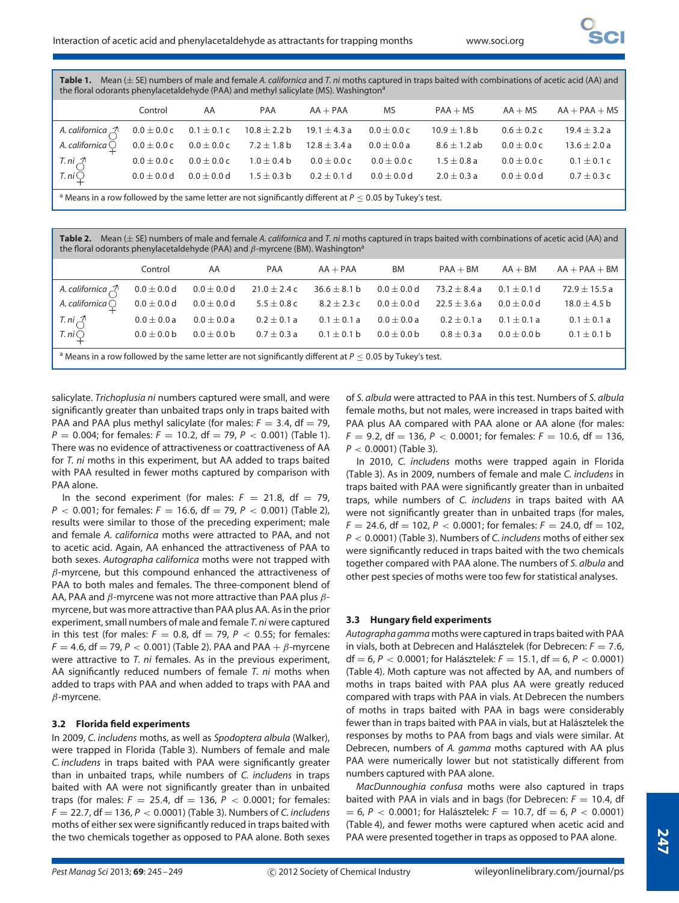**Table 1.** Mean (± SE) numbers of male and female *A. californica* and *T. ni* moths captured in traps baited with combinations of acetic acid (AA) and the floral odorants phenylacetaldehyde (PAA) and methyl salicylate (MS). Washington[a]

| | Control | AA | PAA | AA + PAA | MS | PAA + MS | AA + MS | AA + PAA + MS |
|---|---|---|---|---|---|---|---|---|
| *A. californica* ♂ | 0.0 ± 0.0 c | 0.1 ± 0.1 c | 10.8 ± 2.2 b | 19.1 ± 4.3 a | 0.0 ± 0.0 c | 10.9 ± 1.8 b | 0.6 ± 0.2 c | 19.4 ± 3.2 a |
| *A. californica* ♀ | 0.0 ± 0.0 c | 0.0 ± 0.0 c | 7.2 ± 1.8 b | 12.8 ± 3.4 a | 0.0 ± 0.0 a | 8.6 ± 1.2 ab | 0.0 ± 0.0 c | 13.6 ± 2.0 a |
| *T. ni* ♂ | 0.0 ± 0.0 c | 0.0 ± 0.0 c | 1.0 ± 0.4 b | 0.0 ± 0.0 c | 0.0 ± 0.0 c | 1.5 ± 0.8 a | 0.0 ± 0.0 c | 0.1 ± 0.1 c |
| *T. ni* ♀ | 0.0 ± 0.0 d | 0.0 ± 0.0 d | 1.5 ± 0.3 b | 0.2 ± 0.1 d | 0.0 ± 0.0 d | 2.0 ± 0.3 a | 0.0 ± 0.0 d | 0.7 ± 0.3 c |

[a] Means in a row followed by the same letter are not significantly different at $P \leq 0.05$ by Tukey's test.

**Table 2.** Mean (± SE) numbers of male and female *A. californica* and *T. ni* moths captured in traps baited with combinations of acetic acid (AA) and the floral odorants phenylacetaldehyde (PAA) and β-myrcene (BM). Washington[a]

| | Control | AA | PAA | AA + PAA | BM | PAA + BM | AA + BM | AA + PAA + BM |
|---|---|---|---|---|---|---|---|---|
| *A. californica* ♂ | 0.0 ± 0.0 d | 0.0 ± 0.0 d | 21.0 ± 2.4 c | 36.6 ± 8.1 b | 0.0 ± 0.0 d | 73.2 ± 8.4 a | 0.1 ± 0.1 d | 72.9 ± 15.5 a |
| *A. californica* ♀ | 0.0 ± 0.0 d | 0.0 ± 0.0 d | 5.5 ± 0.8 c | 8.2 ± 2.3 c | 0.0 ± 0.0 d | 22.5 ± 3.6 a | 0.0 ± 0.0 d | 18.0 ± 4.5 b |
| *T. ni* ♂ | 0.0 ± 0.0 a | 0.0 ± 0.0 a | 0.2 ± 0.1 a | 0.1 ± 0.1 a | 0.0 ± 0.0 a | 0.2 ± 0.1 a | 0.1 ± 0.1 a | 0.1 ± 0.1 a |
| *T. ni* ♀ | 0.0 ± 0.0 b | 0.0 ± 0.0 b | 0.7 ± 0.3 a | 0.1 ± 0.1 b | 0.0 ± 0.0 b | 0.8 ± 0.3 a | 0.0 ± 0.0 b | 0.1 ± 0.1 b |

[a] Means in a row followed by the same letter are not significantly different at $P \leq 0.05$ by Tukey's test.

salicylate. *Trichoplusia ni* numbers captured were small, and were significantly greater than unbaited traps only in traps baited with PAA and PAA plus methyl salicylate (for males: $F = 3.4$, df = 79, $P = 0.004$; for females: $F = 10.2$, df = 79, $P < 0.001$) (Table 1). There was no evidence of attractiveness or coattractiveness of AA for *T. ni* moths in this experiment, but AA added to traps baited with PAA resulted in fewer moths captured by comparison with PAA alone.

In the second experiment (for males: $F = 21.8$, df = 79, $P < 0.001$; for females: $F = 16.6$, df = 79, $P < 0.001$) (Table 2), results were similar to those of the preceding experiment; male and female *A. californica* moths were attracted to PAA, and not to acetic acid. Again, AA enhanced the attractiveness of PAA to both sexes. *Autographa californica* moths were not trapped with β-myrcene, but this compound enhanced the attractiveness of PAA to both males and females. The three-component blend of AA, PAA and β-myrcene was not more attractive than PAA plus β-myrcene, but was more attractive than PAA plus AA. As in the prior experiment, small numbers of male and female *T. ni* were captured in this test (for males: $F = 0.8$, df = 79, $P < 0.55$; for females: $F = 4.6$, df = 79, $P < 0.001$) (Table 2). PAA and PAA + β-myrcene were attractive to *T. ni* females. As in the previous experiment, AA significantly reduced numbers of female *T. ni* moths when added to traps with PAA and when added to traps with PAA and β-myrcene.

### 3.2 Florida field experiments

In 2009, *C. includens* moths, as well as *Spodoptera albula* (Walker), were trapped in Florida (Table 3). Numbers of female and male *C. includens* in traps baited with PAA were significantly greater than in unbaited traps, while numbers of *C. includens* in traps baited with AA were not significantly greater than in unbaited traps (for males: $F = 25.4$, df = 136, $P < 0.0001$; for females: $F = 22.7$, df = 136, $P < 0.0001$) (Table 3). Numbers of *C. includens* moths of either sex were significantly reduced in traps baited with the two chemicals together as opposed to PAA alone. Both sexes of *S. albula* were attracted to PAA in this test. Numbers of *S. albula* female moths, but not males, were increased in traps baited with PAA plus AA compared with PAA alone or AA alone (for males: $F = 9.2$, df = 136, $P < 0.0001$; for females: $F = 10.6$, df = 136, $P < 0.0001$) (Table 3).

In 2010, *C. includens* moths were trapped again in Florida (Table 3). As in 2009, numbers of female and male *C. includens* in traps baited with PAA were significantly greater than in unbaited traps, while numbers of *C. includens* in traps baited with AA were not significantly greater than in unbaited traps (for males, $F = 24.6$, df = 102, $P < 0.0001$; for females: $F = 24.0$, df = 102, $P < 0.0001$) (Table 3). Numbers of *C. includens* moths of either sex were significantly reduced in traps baited with the two chemicals together compared with PAA alone. The numbers of *S. albula* and other pest species of moths were too few for statistical analyses.

### 3.3 Hungary field experiments

*Autographa gamma* moths were captured in traps baited with PAA in vials, both at Debrecen and Halásztelek (for Debrecen: $F = 7.6$, df = 6, $P < 0.0001$; for Halásztelek: $F = 15.1$, df = 6, $P < 0.0001$) (Table 4). Moth capture was not affected by AA, and numbers of moths in traps baited with PAA plus AA were greatly reduced compared with traps with PAA in vials. At Debrecen the numbers of moths in traps baited with PAA in bags were considerably fewer than in traps baited with PAA in vials, but at Halásztelek the responses by moths to PAA from bags and vials were similar. At Debrecen, numbers of *A. gamma* moths captured with AA plus PAA were numerically lower but not statistically different from numbers captured with PAA alone.

*MacDunnoughia confusa* moths were also captured in traps baited with PAA in vials and in bags (for Debrecen: $F = 10.4$, df = 6, $P < 0.0001$; for Halásztelek: $F = 10.7$, df = 6, $P < 0.0001$) (Table 4), and fewer moths were captured when acetic acid and PAA were presented together in traps as opposed to PAA alone.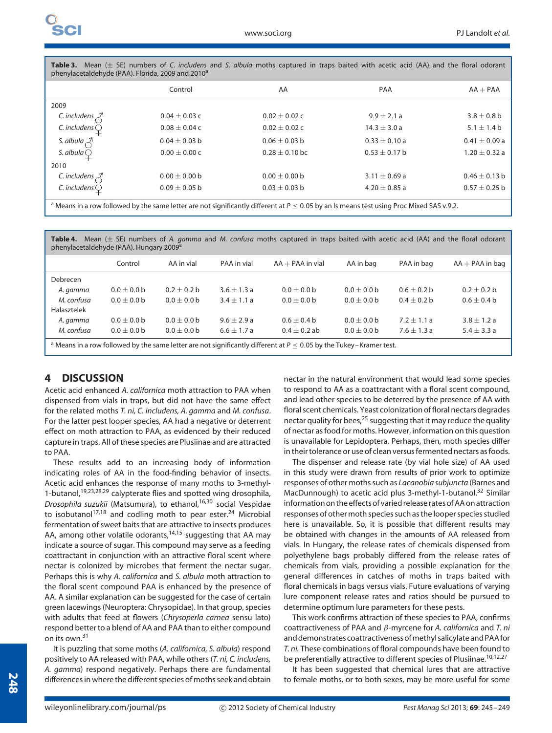**Table 3.** Mean (± SE) numbers of *C. includens* and *S. albula* moths captured in traps baited with acetic acid (AA) and the floral odorant phenylacetaldehyde (PAA). Florida, 2009 and 2010[a]

| | Control | AA | PAA | AA + PAA |
|---|---|---|---|---|
| 2009 | | | | |
| *C. includens* ♂ | 0.04 ± 0.03 c | 0.02 ± 0.02 c | 9.9 ± 2.1 a | 3.8 ± 0.8 b |
| *C. includens* ♀ | 0.08 ± 0.04 c | 0.02 ± 0.02 c | 14.3 ± 3.0 a | 5.1 ± 1.4 b |
| *S. albula* ♂ | 0.04 ± 0.03 b | 0.06 ± 0.03 b | 0.33 ± 0.10 a | 0.41 ± 0.09 a |
| *S. albula* ♀ | 0.00 ± 0.00 c | 0.28 ± 0.10 bc | 0.53 ± 0.17 b | 1.20 ± 0.32 a |
| 2010 | | | | |
| *C. includens* ♂ | 0.00 ± 0.00 b | 0.00 ± 0.00 b | 3.11 ± 0.69 a | 0.46 ± 0.13 b |
| *C. includens* ♀ | 0.09 ± 0.05 b | 0.03 ± 0.03 b | 4.20 ± 0.85 a | 0.57 ± 0.25 b |

[a] Means in a row followed by the same letter are not significantly different at $P \leq 0.05$ by an ls means test using Proc Mixed SAS v.9.2.

**Table 4.** Mean (± SE) numbers of *A. gamma* and *M. confusa* moths captured in traps baited with acetic acid (AA) and the floral odorant phenylacetaldehyde (PAA). Hungary 2009[a]

| | Control | AA in vial | PAA in vial | AA + PAA in vial | AA in bag | PAA in bag | AA + PAA in bag |
|---|---|---|---|---|---|---|---|
| Debrecen | | | | | | | |
| *A. gamma* | 0.0 ± 0.0 b | 0.2 ± 0.2 b | 3.6 ± 1.3 a | 0.0 ± 0.0 b | 0.0 ± 0.0 b | 0.6 ± 0.2 b | 0.2 ± 0.2 b |
| *M. confusa* | 0.0 ± 0.0 b | 0.0 ± 0.0 b | 3.4 ± 1.1 a | 0.0 ± 0.0 b | 0.0 ± 0.0 b | 0.4 ± 0.2 b | 0.6 ± 0.4 b |
| Halasztelek | | | | | | | |
| *A. gamma* | 0.0 ± 0.0 b | 0.0 ± 0.0 b | 9.6 ± 2.9 a | 0.6 ± 0.4 b | 0.0 ± 0.0 b | 7.2 ± 1.1 a | 3.8 ± 1.2 a |
| *M. confusa* | 0.0 ± 0.0 b | 0.0 ± 0.0 b | 6.6 ± 1.7 a | 0.4 ± 0.2 ab | 0.0 ± 0.0 b | 7.6 ± 1.3 a | 5.4 ± 3.3 a |

[a] Means in a row followed by the same letter are not significantly different at $P \leq 0.05$ by the Tukey–Kramer test.

## 4 DISCUSSION

Acetic acid enhanced *A. californica* moth attraction to PAA when dispensed from vials in traps, but did not have the same effect for the related moths *T. ni, C. includens, A. gamma* and *M. confusa*. For the latter pest looper species, AA had a negative or deterrent effect on moth attraction to PAA, as evidenced by their reduced capture in traps. All of these species are Plusiinae and are attracted to PAA.

These results add to an increasing body of information indicating roles of AA in the food-finding behavior of insects. Acetic acid enhances the response of many moths to 3-methyl-1-butanol,[19,23,28,29] calypterate flies and spotted wing drosophila, *Drosophila suzukii* (Matsumura), to ethanol,[16,30] social Vespidae to isobutanol[17,18] and codling moth to pear ester.[24] Microbial fermentation of sweet baits that are attractive to insects produces AA, among other volatile odorants,[14,15] suggesting that AA may indicate a source of sugar. This compound may serve as a feeding coattractant in conjunction with an attractive floral scent where nectar is colonized by microbes that ferment the nectar sugar. Perhaps this is why *A. californica* and *S. albula* moth attraction to the floral scent compound PAA is enhanced by the presence of AA. A similar explanation can be suggested for the case of certain green lacewings (Neuroptera: Chrysopidae). In that group, species with adults that feed at flowers (*Chrysoperla carnea* sensu lato) respond better to a blend of AA and PAA than to either compound on its own.[31]

It is puzzling that some moths (*A. californica, S. albula*) respond positively to AA released with PAA, while others (*T. ni, C. includens, A. gamma*) respond negatively. Perhaps there are fundamental differences in where the different species of moths seek and obtain nectar in the natural environment that would lead some species to respond to AA as a coattractant with a floral scent compound, and lead other species to be deterred by the presence of AA with floral scent chemicals. Yeast colonization of floral nectars degrades nectar quality for bees,[25] suggesting that it may reduce the quality of nectar as food for moths. However, information on this question is unavailable for Lepidoptera. Perhaps, then, moth species differ in their tolerance or use of clean versus fermented nectars as foods.

The dispenser and release rate (by vial hole size) of AA used in this study were drawn from results of prior work to optimize responses of other moths such as *Lacanobia subjuncta* (Barnes and MacDunnough) to acetic acid plus 3-methyl-1-butanol.[32] Similar information on the effects of varied release rates of AA on attraction responses of other moth species such as the looper species studied here is unavailable. So, it is possible that different results may be obtained with changes in the amounts of AA released from vials. In Hungary, the release rates of chemicals dispensed from polyethylene bags probably differed from the release rates of chemicals from vials, providing a possible explanation for the general differences in catches of moths in traps baited with floral chemicals in bags versus vials. Future evaluations of varying lure component release rates and ratios should be pursued to determine optimum lure parameters for these pests.

This work confirms attraction of these species to PAA, confirms coattractiveness of PAA and $\beta$-myrcene for *A. californica* and *T. ni* and demonstrates coattractiveness of methyl salicylate and PAA for *T. ni*. These combinations of floral compounds have been found to be preferentially attractive to different species of Plusiinae.[10,12,27]

It has been suggested that chemical lures that are attractive to female moths, or to both sexes, may be more useful for some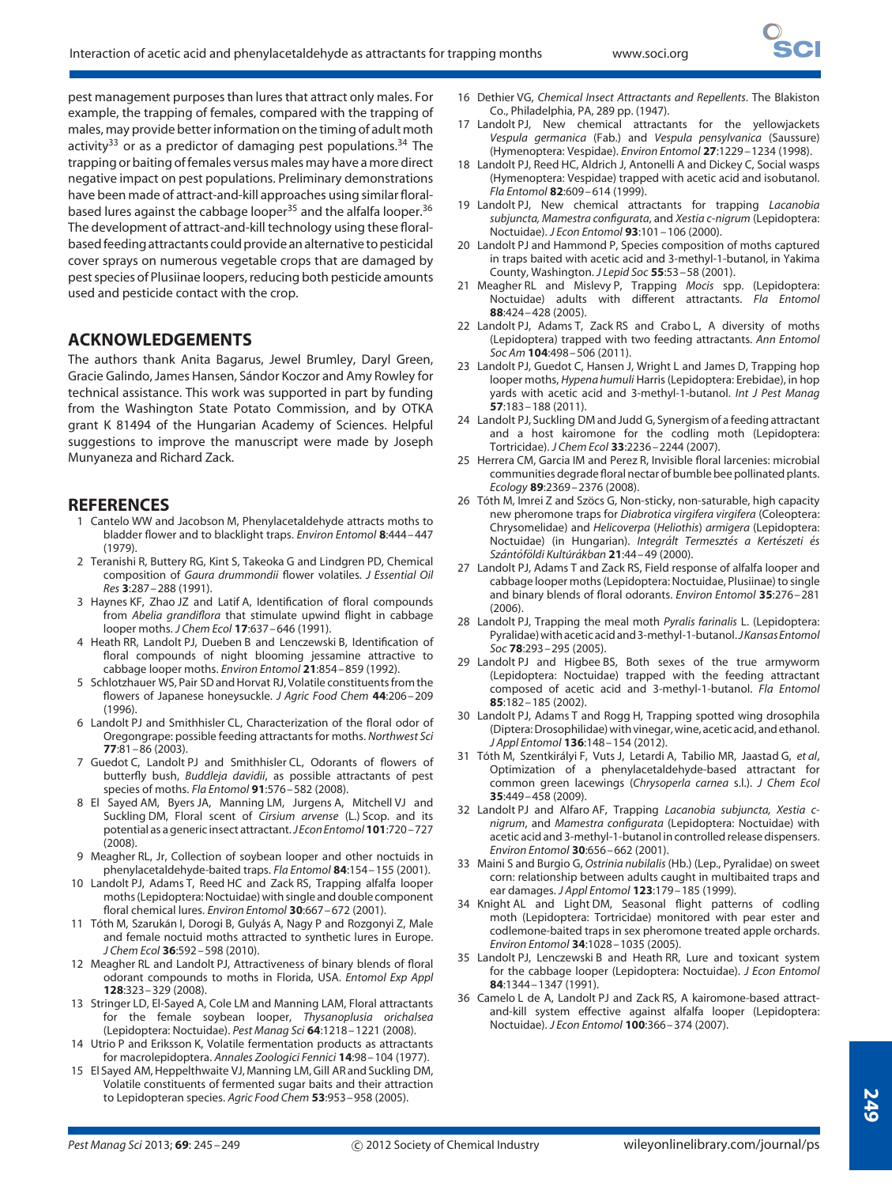pest management purposes than lures that attract only males. For example, the trapping of females, compared with the trapping of males, may provide better information on the timing of adult moth activity[33] or as a predictor of damaging pest populations.[34] The trapping or baiting of females versus males may have a more direct negative impact on pest populations. Preliminary demonstrations have been made of attract-and-kill approaches using similar floral-based lures against the cabbage looper[35] and the alfalfa looper.[36] The development of attract-and-kill technology using these floral-based feeding attractants could provide an alternative to pesticidal cover sprays on numerous vegetable crops that are damaged by pest species of Plusiinae loopers, reducing both pesticide amounts used and pesticide contact with the crop.

## ACKNOWLEDGEMENTS

The authors thank Anita Bagarus, Jewel Brumley, Daryl Green, Gracie Galindo, James Hansen, Sándor Koczor and Amy Rowley for technical assistance. This work was supported in part by funding from the Washington State Potato Commission, and by OTKA grant K 81494 of the Hungarian Academy of Sciences. Helpful suggestions to improve the manuscript were made by Joseph Munyaneza and Richard Zack.

## REFERENCES

1 Cantelo WW and Jacobson M, Phenylacetaldehyde attracts moths to bladder flower and to blacklight traps. *Environ Entomol* **8**:444–447 (1979).

2 Teranishi R, Buttery RG, Kint S, Takeoka G and Lindgren PD, Chemical composition of *Gaura drummondii* flower volatiles. *J Essential Oil Res* **3**:287–288 (1991).

3 Haynes KF, Zhao JZ and Latif A, Identification of floral compounds from *Abelia grandiflora* that stimulate upwind flight in cabbage looper moths. *J Chem Ecol* **17**:637–646 (1991).

4 Heath RR, Landolt PJ, Dueben B and Lenczewski B, Identification of floral compounds of night blooming jessamine attractive to cabbage looper moths. *Environ Entomol* **21**:854–859 (1992).

5 Schlotzhauer WS, Pair SD and Horvat RJ, Volatile constituents from the flowers of Japanese honeysuckle. *J Agric Food Chem* **44**:206–209 (1996).

6 Landolt PJ and Smithhisler CL, Characterization of the floral odor of Oregongrape: possible feeding attractants for moths. *Northwest Sci* **77**:81–86 (2003).

7 Guedot C, Landolt PJ and Smithhisler CL, Odorants of flowers of butterfly bush, *Buddleja davidii*, as possible attractants of pest species of moths. *Fla Entomol* **91**:576–582 (2008).

8 El Sayed AM, Byers JA, Manning LM, Jurgens A, Mitchell VJ and Suckling DM, Floral scent of *Cirsium arvense* (L.) Scop. and its potential as a generic insect attractant. *J Econ Entomol* **101**:720–727 (2008).

9 Meagher RL, Jr, Collection of soybean looper and other noctuids in phenylacetaldehyde-baited traps. *Fla Entomol* **84**:154–155 (2001).

10 Landolt PJ, Adams T, Reed HC and Zack RS, Trapping alfalfa looper moths (Lepidoptera: Noctuidae) with single and double component floral chemical lures. *Environ Entomol* **30**:667–672 (2001).

11 Tóth M, Szarukán I, Dorogi B, Gulyás A, Nagy P and Rozgonyi Z, Male and female noctuid moths attracted to synthetic lures in Europe. *J Chem Ecol* **36**:592–598 (2010).

12 Meagher RL and Landolt PJ, Attractiveness of binary blends of floral odorant compounds to moths in Florida, USA. *Entomol Exp Appl* **128**:323–329 (2008).

13 Stringer LD, El-Sayed A, Cole LM and Manning LAM, Floral attractants for the female soybean looper, *Thysanoplusia orichalsea* (Lepidoptera: Noctuidae). *Pest Manag Sci* **64**:1218–1221 (2008).

14 Utrio P and Eriksson K, Volatile fermentation products as attractants for macrolepidoptera. *Annales Zoologici Fennici* **14**:98–104 (1977).

15 El Sayed AM, Heppelthwaite VJ, Manning LM, Gill AR and Suckling DM, Volatile constituents of fermented sugar baits and their attraction to Lepidopteran species. *Agric Food Chem* **53**:953–958 (2005).

16 Dethier VG, *Chemical Insect Attractants and Repellents*. The Blakiston Co., Philadelphia, PA, 289 pp. (1947).

17 Landolt PJ, New chemical attractants for the yellowjackets *Vespula germanica* (Fab.) and *Vespula pensylvanica* (Saussure) (Hymenoptera: Vespidae). *Environ Entomol* **27**:1229–1234 (1998).

18 Landolt PJ, Reed HC, Aldrich J, Antonelli A and Dickey C, Social wasps (Hymenoptera: Vespidae) trapped with acetic acid and isobutanol. *Fla Entomol* **82**:609–614 (1999).

19 Landolt PJ, New chemical attractants for trapping *Lacanobia subjuncta*, *Mamestra configurata*, and *Xestia c-nigrum* (Lepidoptera: Noctuidae). *J Econ Entomol* **93**:101–106 (2000).

20 Landolt PJ and Hammond P, Species composition of moths captured in traps baited with acetic acid and 3-methyl-1-butanol, in Yakima County, Washington. *J Lepid Soc* **55**:53–58 (2001).

21 Meagher RL and Mislevy P, Trapping *Mocis* spp. (Lepidoptera: Noctuidae) adults with different attractants. *Fla Entomol* **88**:424–428 (2005).

22 Landolt PJ, Adams T, Zack RS and Crabo L, A diversity of moths (Lepidoptera) trapped with two feeding attractants. *Ann Entomol Soc Am* **104**:498–506 (2011).

23 Landolt PJ, Guedot C, Hansen J, Wright L and James D, Trapping hop looper moths, *Hypena humuli* Harris (Lepidoptera: Erebidae), in hop yards with acetic acid and 3-methyl-1-butanol. *Int J Pest Manag* **57**:183–188 (2011).

24 Landolt PJ, Suckling DM and Judd G, Synergism of a feeding attractant and a host kairomone for the codling moth (Lepidoptera: Tortricidae). *J Chem Ecol* **33**:2236–2244 (2007).

25 Herrera CM, Garcia IM and Perez R, Invisible floral larcenies: microbial communities degrade floral nectar of bumble bee pollinated plants. *Ecology* **89**:2369–2376 (2008).

26 Tóth M, Imrei Z and Szöcs G, Non-sticky, non-saturable, high capacity new pheromone traps for *Diabrotica virgifera virgifera* (Coleoptera: Chrysomelidae) and *Helicoverpa* (*Heliothis*) *armigera* (Lepidoptera: Noctuidae) (in Hungarian). *Integrált Termesztés a Kertészeti és Szántóföldi Kultúrákban* **21**:44–49 (2000).

27 Landolt PJ, Adams T and Zack RS, Field response of alfalfa looper and cabbage looper moths (Lepidoptera: Noctuidae, Plusiinae) to single and binary blends of floral odorants. *Environ Entomol* **35**:276–281 (2006).

28 Landolt PJ, Trapping the meal moth *Pyralis farinalis* L. (Lepidoptera: Pyralidae) with acetic acid and 3-methyl-1-butanol. *J Kansas Entomol Soc* **78**:293–295 (2005).

29 Landolt PJ and Higbee BS, Both sexes of the true armyworm (Lepidoptera: Noctuidae) trapped with the feeding attractant composed of acetic acid and 3-methyl-1-butanol. *Fla Entomol* **85**:182–185 (2002).

30 Landolt PJ, Adams T and Rogg H, Trapping spotted wing drosophila (Diptera: Drosophilidae) with vinegar, wine, acetic acid, and ethanol. *J Appl Entomol* **136**:148–154 (2012).

31 Tóth M, Szentkirályi F, Vuts J, Letardi A, Tabilio MR, Jaastad G, *et al*, Optimization of a phenylacetaldehyde-based attractant for common green lacewings (*Chrysoperla carnea* s.l.). *J Chem Ecol* **35**:449–458 (2009).

32 Landolt PJ and Alfaro AF, Trapping *Lacanobia subjuncta*, *Xestia c-nigrum*, and *Mamestra configurata* (Lepidoptera: Noctuidae) with acetic acid and 3-methyl-1-butanol in controlled release dispensers. *Environ Entomol* **30**:656–662 (2001).

33 Maini S and Burgio G, *Ostrinia nubilalis* (Hb.) (Lep., Pyralidae) on sweet corn: relationship between adults caught in multibaited traps and ear damages. *J Appl Entomol* **123**:179–185 (1999).

34 Knight AL and Light DM, Seasonal flight patterns of codling moth (Lepidoptera: Tortricidae) monitored with pear ester and codlemone-baited traps in sex pheromone treated apple orchards. *Environ Entomol* **34**:1028–1035 (2005).

35 Landolt PJ, Lenczewski B and Heath RR, Lure and toxicant system for the cabbage looper (Lepidoptera: Noctuidae). *J Econ Entomol* **84**:1344–1347 (1991).

36 Camelo L de A, Landolt PJ and Zack RS, A kairomone-based attract-and-kill system effective against alfalfa looper (Lepidoptera: Noctuidae). *J Econ Entomol* **100**:366–374 (2007).